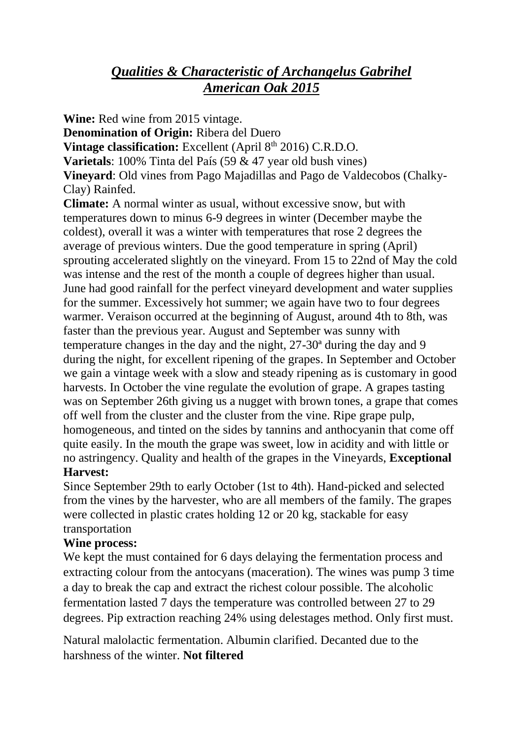# *Qualities & Characteristic of Archangelus Gabrihel American Oak 2015*

**Wine:** Red wine from 2015 vintage.

**Denomination of Origin:** Ribera del Duero

**Vintage classification:** Excellent (April 8th 2016) C.R.D.O.

**Varietals**: 100% Tinta del País (59 & 47 year old bush vines)

**Vineyard**: Old vines from Pago Majadillas and Pago de Valdecobos (Chalky-Clay) Rainfed.

**Climate:** A normal winter as usual, without excessive snow, but with temperatures down to minus 6-9 degrees in winter (December maybe the coldest), overall it was a winter with temperatures that rose 2 degrees the average of previous winters. Due the good temperature in spring (April) sprouting accelerated slightly on the vineyard. From 15 to 22nd of May the cold was intense and the rest of the month a couple of degrees higher than usual. June had good rainfall for the perfect vineyard development and water supplies for the summer. Excessively hot summer; we again have two to four degrees warmer. Veraison occurred at the beginning of August, around 4th to 8th, was faster than the previous year. August and September was sunny with temperature changes in the day and the night, 27-30ª during the day and 9 during the night, for excellent ripening of the grapes. In September and October we gain a vintage week with a slow and steady ripening as is customary in good harvests. In October the vine regulate the evolution of grape. A grapes tasting was on September 26th giving us a nugget with brown tones, a grape that comes off well from the cluster and the cluster from the vine. Ripe grape pulp, homogeneous, and tinted on the sides by tannins and anthocyanin that come off quite easily. In the mouth the grape was sweet, low in acidity and with little or no astringency. Quality and health of the grapes in the Vineyards, **Exceptional**

**Harvest:**

Since September 29th to early October (1st to 4th). Hand-picked and selected from the vines by the harvester, who are all members of the family. The grapes were collected in plastic crates holding 12 or 20 kg, stackable for easy transportation

**Wine process:**

We kept the must contained for 6 days delaying the fermentation process and extracting colour from the antocyans (maceration). The wines was pump 3 time a day to break the cap and extract the richest colour possible. The alcoholic fermentation lasted 7 days the temperature was controlled between 27 to 29 degrees. Pip extraction reaching 24% using delestages method. Only first must.

Natural malolactic fermentation. Albumin clarified. Decanted due to the harshness of the winter. **Not filtered**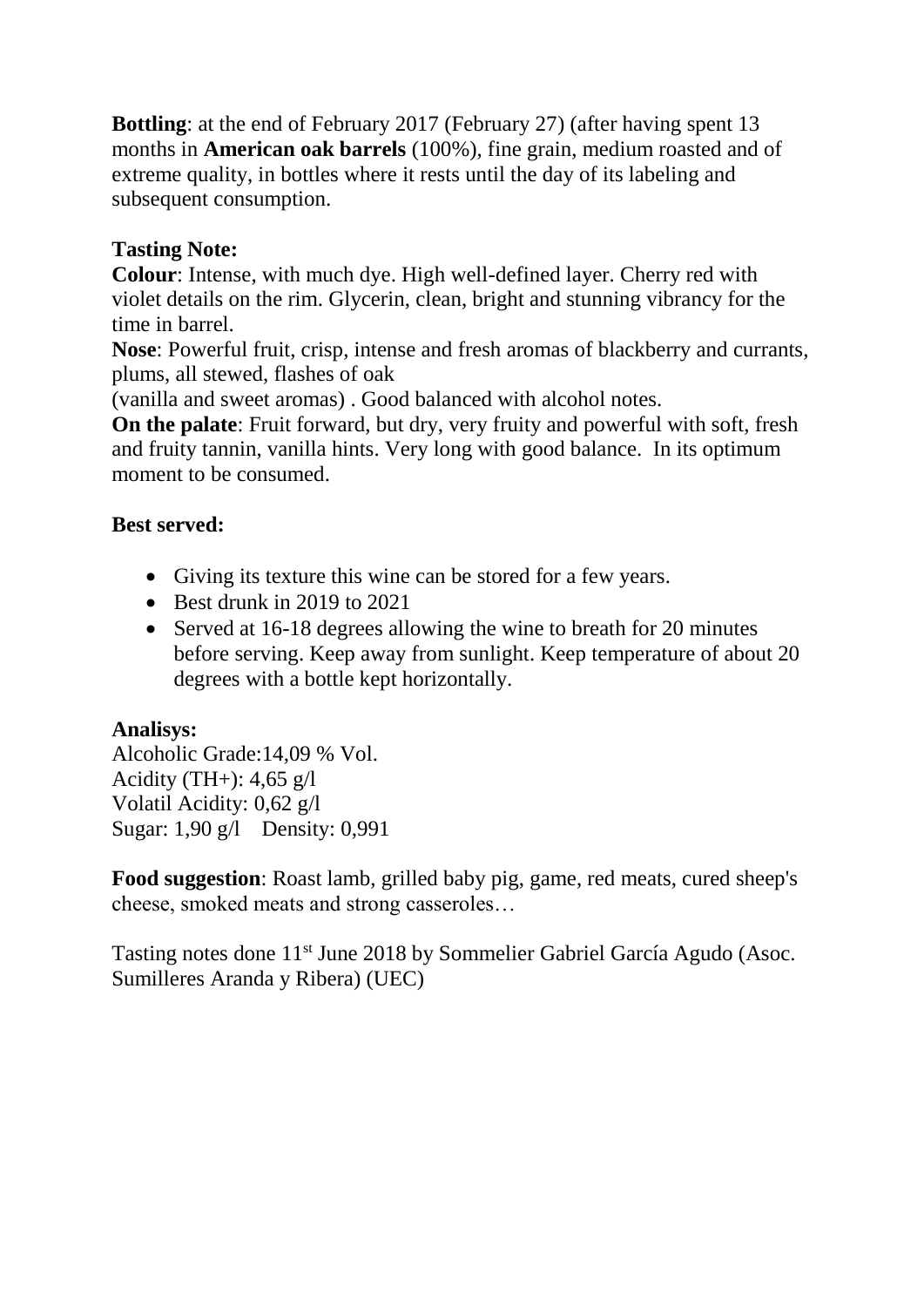**Bottling**: at the end of February 2017 (February 27) (after having spent 13 months in **American oak barrels** (100%), fine grain, medium roasted and of extreme quality, in bottles where it rests until the day of its labeling and subsequent consumption.

**Tasting Note:**
**Colour**: Intense, with much dye. High well-defined layer. Cherry red with violet details on the rim. Glycerin, clean, bright and stunning vibrancy for the time in barrel.
**Nose**: Powerful fruit, crisp, intense and fresh aromas of blackberry and currants, plums, all stewed, flashes of oak
(vanilla and sweet aromas) . Good balanced with alcohol notes.
**On the palate**: Fruit forward, but dry, very fruity and powerful with soft, fresh and fruity tannin, vanilla hints. Very long with good balance. In its optimum moment to be consumed.

**Best served:**

- Giving its texture this wine can be stored for a few years.
- Best drunk in 2019 to 2021
- Served at 16-18 degrees allowing the wine to breath for 20 minutes before serving. Keep away from sunlight. Keep temperature of about 20 degrees with a bottle kept horizontally.

**Analisys:**
Alcoholic Grade:14,09 % Vol.
Acidity (TH+): 4,65 g/l
Volatil Acidity: 0,62 g/l
Sugar: 1,90 g/l Density: 0,991

**Food suggestion**: Roast lamb, grilled baby pig, game, red meats, cured sheep's cheese, smoked meats and strong casseroles…

Tasting notes done 11st June 2018 by Sommelier Gabriel García Agudo (Asoc. Sumilleres Aranda y Ribera) (UEC)